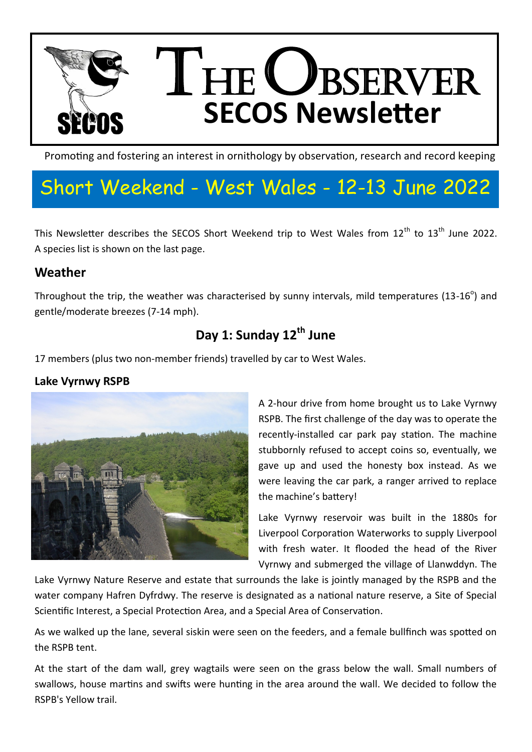# THE OBSERVER
## SECOS Newsletter

Promoting and fostering an interest in ornithology by observation, research and record keeping

# Short Weekend - West Wales - 12-13 June 2022

This Newsletter describes the SECOS Short Weekend trip to West Wales from 12th to 13th June 2022. A species list is shown on the last page.

## Weather

Throughout the trip, the weather was characterised by sunny intervals, mild temperatures (13-16°) and gentle/moderate breezes (7-14 mph).

## Day 1: Sunday 12th June

17 members (plus two non-member friends) travelled by car to West Wales.

### Lake Vyrnwy RSPB

A 2-hour drive from home brought us to Lake Vyrnwy RSPB. The first challenge of the day was to operate the recently-installed car park pay station. The machine stubbornly refused to accept coins so, eventually, we gave up and used the honesty box instead. As we were leaving the car park, a ranger arrived to replace the machine's battery!

Lake Vyrnwy reservoir was built in the 1880s for Liverpool Corporation Waterworks to supply Liverpool with fresh water. It flooded the head of the River Vyrnwy and submerged the village of Llanwddyn. The Lake Vyrnwy Nature Reserve and estate that surrounds the lake is jointly managed by the RSPB and the water company Hafren Dyfrdwy. The reserve is designated as a national nature reserve, a Site of Special Scientific Interest, a Special Protection Area, and a Special Area of Conservation.

As we walked up the lane, several siskin were seen on the feeders, and a female bullfinch was spotted on the RSPB tent.

At the start of the dam wall, grey wagtails were seen on the grass below the wall. Small numbers of swallows, house martins and swifts were hunting in the area around the wall. We decided to follow the RSPB's Yellow trail.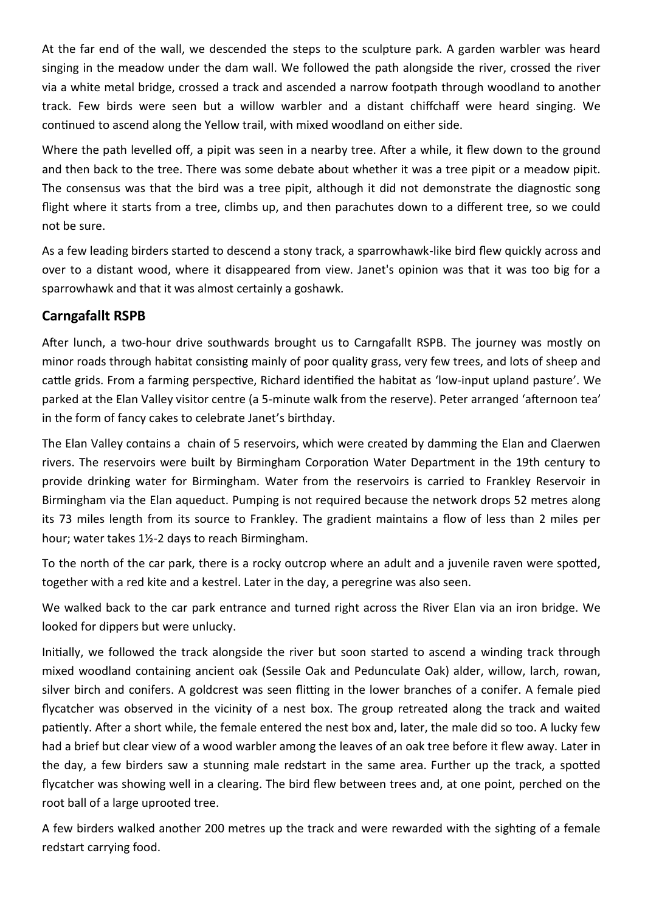At the far end of the wall, we descended the steps to the sculpture park. A garden warbler was heard singing in the meadow under the dam wall. We followed the path alongside the river, crossed the river via a white metal bridge, crossed a track and ascended a narrow footpath through woodland to another track. Few birds were seen but a willow warbler and a distant chiffchaff were heard singing. We continued to ascend along the Yellow trail, with mixed woodland on either side.

Where the path levelled off, a pipit was seen in a nearby tree. After a while, it flew down to the ground and then back to the tree. There was some debate about whether it was a tree pipit or a meadow pipit. The consensus was that the bird was a tree pipit, although it did not demonstrate the diagnostic song flight where it starts from a tree, climbs up, and then parachutes down to a different tree, so we could not be sure.

As a few leading birders started to descend a stony track, a sparrowhawk-like bird flew quickly across and over to a distant wood, where it disappeared from view. Janet's opinion was that it was too big for a sparrowhawk and that it was almost certainly a goshawk.

## Carngafallt RSPB

After lunch, a two-hour drive southwards brought us to Carngafallt RSPB. The journey was mostly on minor roads through habitat consisting mainly of poor quality grass, very few trees, and lots of sheep and cattle grids. From a farming perspective, Richard identified the habitat as 'low-input upland pasture'. We parked at the Elan Valley visitor centre (a 5-minute walk from the reserve). Peter arranged 'afternoon tea' in the form of fancy cakes to celebrate Janet's birthday.

The Elan Valley contains a chain of 5 reservoirs, which were created by damming the Elan and Claerwen rivers. The reservoirs were built by Birmingham Corporation Water Department in the 19th century to provide drinking water for Birmingham. Water from the reservoirs is carried to Frankley Reservoir in Birmingham via the Elan aqueduct. Pumping is not required because the network drops 52 metres along its 73 miles length from its source to Frankley. The gradient maintains a flow of less than 2 miles per hour; water takes 1½-2 days to reach Birmingham.

To the north of the car park, there is a rocky outcrop where an adult and a juvenile raven were spotted, together with a red kite and a kestrel. Later in the day, a peregrine was also seen.

We walked back to the car park entrance and turned right across the River Elan via an iron bridge. We looked for dippers but were unlucky.

Initially, we followed the track alongside the river but soon started to ascend a winding track through mixed woodland containing ancient oak (Sessile Oak and Pedunculate Oak) alder, willow, larch, rowan, silver birch and conifers. A goldcrest was seen flitting in the lower branches of a conifer. A female pied flycatcher was observed in the vicinity of a nest box. The group retreated along the track and waited patiently. After a short while, the female entered the nest box and, later, the male did so too. A lucky few had a brief but clear view of a wood warbler among the leaves of an oak tree before it flew away. Later in the day, a few birders saw a stunning male redstart in the same area. Further up the track, a spotted flycatcher was showing well in a clearing. The bird flew between trees and, at one point, perched on the root ball of a large uprooted tree.

A few birders walked another 200 metres up the track and were rewarded with the sighting of a female redstart carrying food.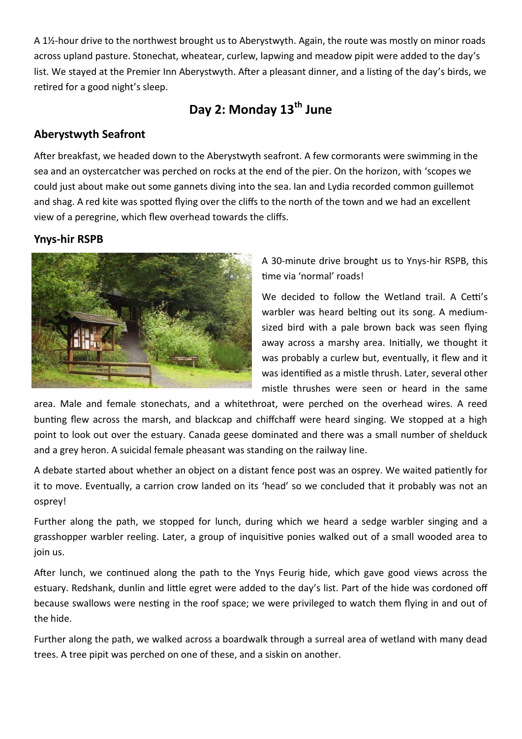A 1½-hour drive to the northwest brought us to Aberystwyth. Again, the route was mostly on minor roads across upland pasture. Stonechat, wheatear, curlew, lapwing and meadow pipit were added to the day's list. We stayed at the Premier Inn Aberystwyth. After a pleasant dinner, and a listing of the day's birds, we retired for a good night's sleep.

## Day 2: Monday 13th June

### Aberystwyth Seafront

After breakfast, we headed down to the Aberystwyth seafront. A few cormorants were swimming in the sea and an oystercatcher was perched on rocks at the end of the pier. On the horizon, with 'scopes we could just about make out some gannets diving into the sea. Ian and Lydia recorded common guillemot and shag. A red kite was spotted flying over the cliffs to the north of the town and we had an excellent view of a peregrine, which flew overhead towards the cliffs.

### Ynys-hir RSPB

A 30-minute drive brought us to Ynys-hir RSPB, this time via 'normal' roads!

We decided to follow the Wetland trail. A Cetti's warbler was heard belting out its song. A medium-sized bird with a pale brown back was seen flying away across a marshy area. Initially, we thought it was probably a curlew but, eventually, it flew and it was identified as a mistle thrush. Later, several other mistle thrushes were seen or heard in the same area. Male and female stonechats, and a whitethroat, were perched on the overhead wires. A reed bunting flew across the marsh, and blackcap and chiffchaff were heard singing. We stopped at a high point to look out over the estuary. Canada geese dominated and there was a small number of shelduck and a grey heron. A suicidal female pheasant was standing on the railway line.

A debate started about whether an object on a distant fence post was an osprey. We waited patiently for it to move. Eventually, a carrion crow landed on its 'head' so we concluded that it probably was not an osprey!

Further along the path, we stopped for lunch, during which we heard a sedge warbler singing and a grasshopper warbler reeling. Later, a group of inquisitive ponies walked out of a small wooded area to join us.

After lunch, we continued along the path to the Ynys Feurig hide, which gave good views across the estuary. Redshank, dunlin and little egret were added to the day's list. Part of the hide was cordoned off because swallows were nesting in the roof space; we were privileged to watch them flying in and out of the hide.

Further along the path, we walked across a boardwalk through a surreal area of wetland with many dead trees. A tree pipit was perched on one of these, and a siskin on another.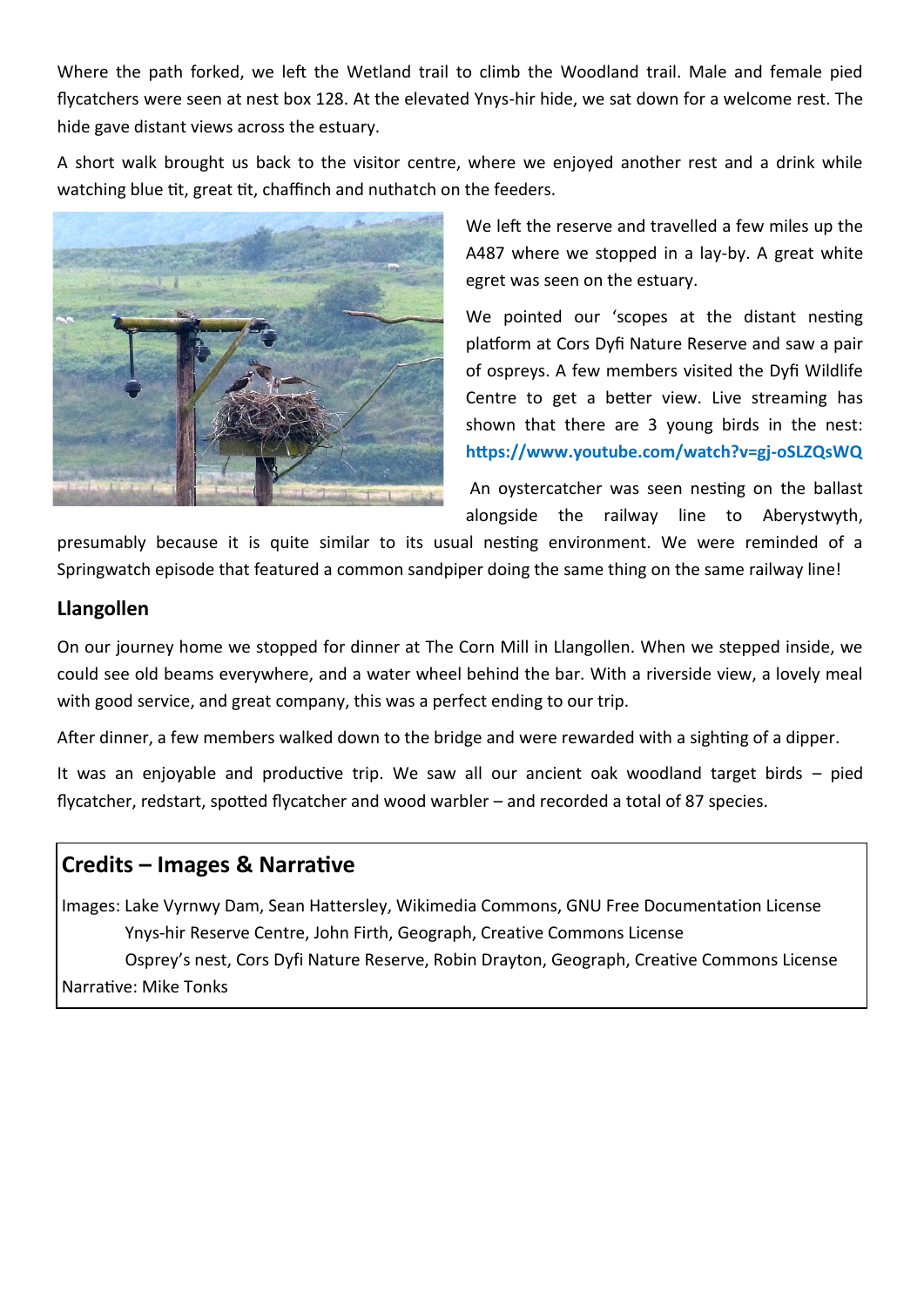Where the path forked, we left the Wetland trail to climb the Woodland trail. Male and female pied flycatchers were seen at nest box 128. At the elevated Ynys-hir hide, we sat down for a welcome rest. The hide gave distant views across the estuary.

A short walk brought us back to the visitor centre, where we enjoyed another rest and a drink while watching blue tit, great tit, chaffinch and nuthatch on the feeders.

We left the reserve and travelled a few miles up the A487 where we stopped in a lay-by. A great white egret was seen on the estuary.

We pointed our 'scopes at the distant nesting platform at Cors Dyfi Nature Reserve and saw a pair of ospreys. A few members visited the Dyfi Wildlife Centre to get a better view. Live streaming has shown that there are 3 young birds in the nest: **https://www.youtube.com/watch?v=gj-oSLZQsWQ**

An oystercatcher was seen nesting on the ballast alongside the railway line to Aberystwyth, presumably because it is quite similar to its usual nesting environment. We were reminded of a Springwatch episode that featured a common sandpiper doing the same thing on the same railway line!

## Llangollen

On our journey home we stopped for dinner at The Corn Mill in Llangollen. When we stepped inside, we could see old beams everywhere, and a water wheel behind the bar. With a riverside view, a lovely meal with good service, and great company, this was a perfect ending to our trip.

After dinner, a few members walked down to the bridge and were rewarded with a sighting of a dipper.

It was an enjoyable and productive trip. We saw all our ancient oak woodland target birds – pied flycatcher, redstart, spotted flycatcher and wood warbler – and recorded a total of 87 species.

## Credits – Images & Narrative

Images: Lake Vyrnwy Dam, Sean Hattersley, Wikimedia Commons, GNU Free Documentation License
Ynys-hir Reserve Centre, John Firth, Geograph, Creative Commons License
Osprey's nest, Cors Dyfi Nature Reserve, Robin Drayton, Geograph, Creative Commons License
Narrative: Mike Tonks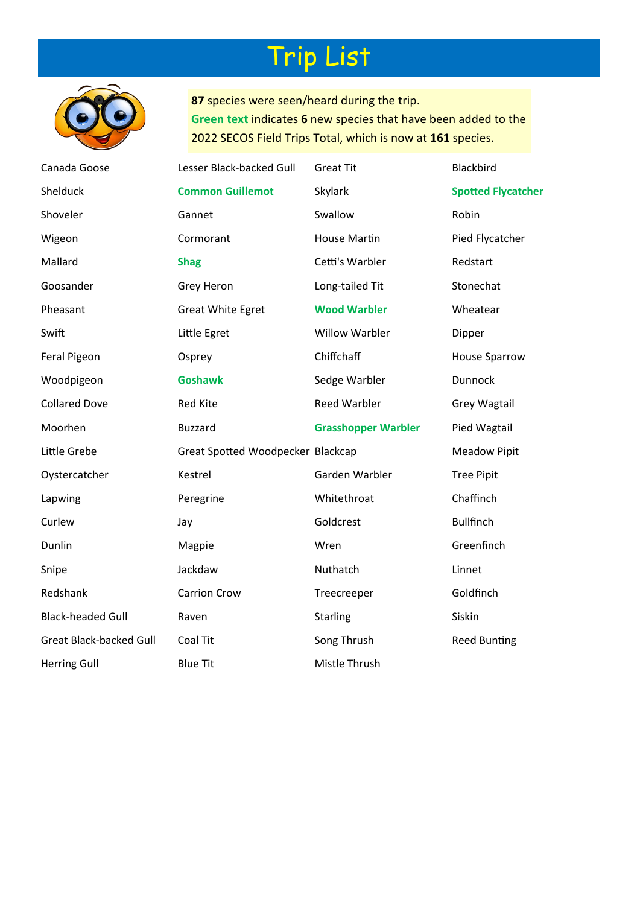# Trip List

**87** species were seen/heard during the trip.
**Green text** indicates **6** new species that have been added to the 2022 SECOS Field Trips Total, which is now at **161** species.

| | | | |
|---|---|---|---|
| Canada Goose | Lesser Black-backed Gull | Great Tit | Blackbird |
| Shelduck | **Common Guillemot** | Skylark | **Spotted Flycatcher** |
| Shoveler | Gannet | Swallow | Robin |
| Wigeon | Cormorant | House Martin | Pied Flycatcher |
| Mallard | **Shag** | Cetti's Warbler | Redstart |
| Goosander | Grey Heron | Long-tailed Tit | Stonechat |
| Pheasant | Great White Egret | **Wood Warbler** | Wheatear |
| Swift | Little Egret | Willow Warbler | Dipper |
| Feral Pigeon | Osprey | Chiffchaff | House Sparrow |
| Woodpigeon | **Goshawk** | Sedge Warbler | Dunnock |
| Collared Dove | Red Kite | Reed Warbler | Grey Wagtail |
| Moorhen | Buzzard | **Grasshopper Warbler** | Pied Wagtail |
| Little Grebe | Great Spotted Woodpecker | Blackcap | Meadow Pipit |
| Oystercatcher | Kestrel | Garden Warbler | Tree Pipit |
| Lapwing | Peregrine | Whitethroat | Chaffinch |
| Curlew | Jay | Goldcrest | Bullfinch |
| Dunlin | Magpie | Wren | Greenfinch |
| Snipe | Jackdaw | Nuthatch | Linnet |
| Redshank | Carrion Crow | Treecreeper | Goldfinch |
| Black-headed Gull | Raven | Starling | Siskin |
| Great Black-backed Gull | Coal Tit | Song Thrush | Reed Bunting |
| Herring Gull | Blue Tit | Mistle Thrush | |